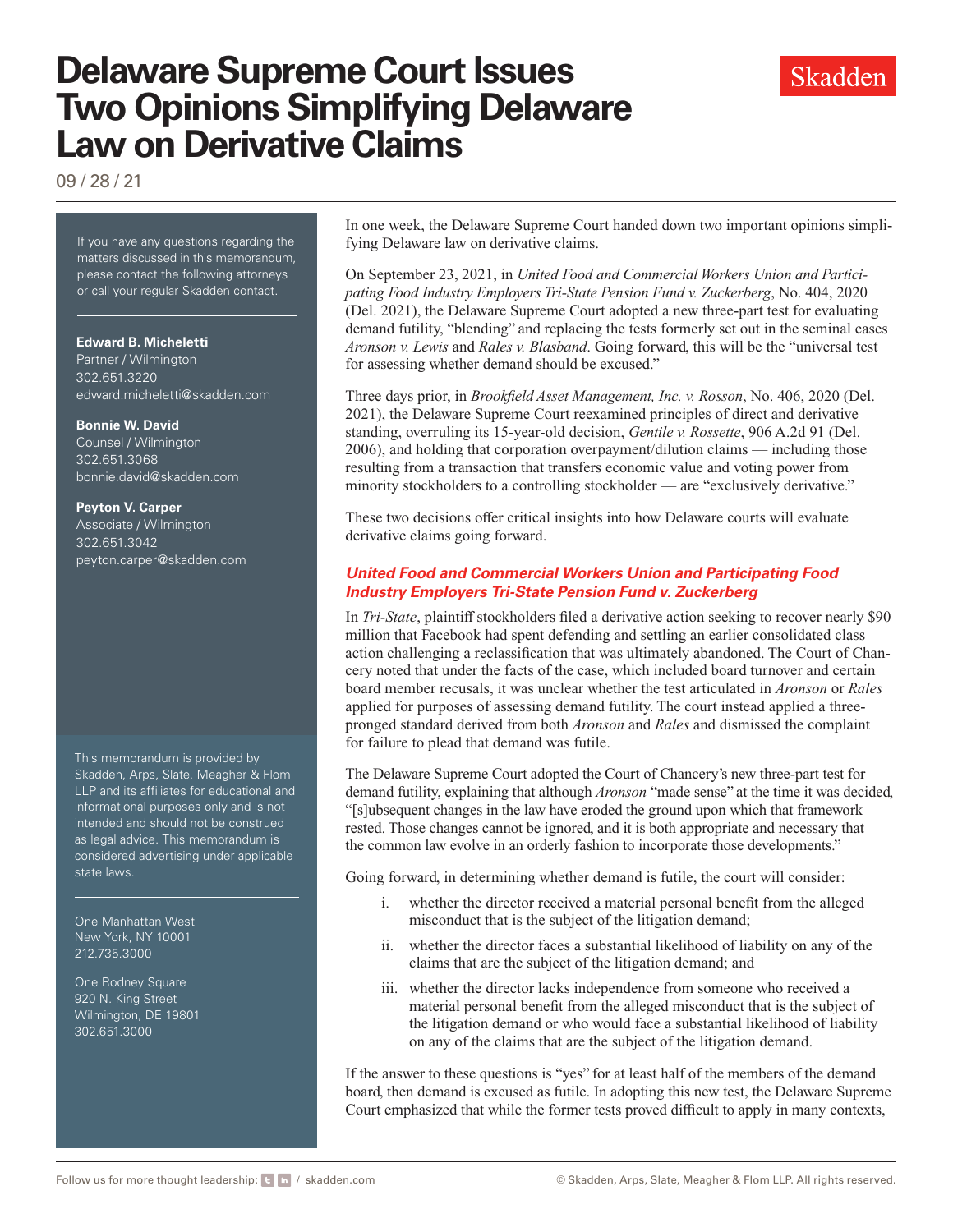# Delaware Supreme Court Issues Two Opinions Simplifying Delaware Law on Derivative Claims

09 / 28 / 21

If you have any questions regarding the matters discussed in this memorandum, please contact the following attorneys or call your regular Skadden contact.

**Edward B. Micheletti**
Partner / Wilmington
302.651.3220
edward.micheletti@skadden.com

**Bonnie W. David**
Counsel / Wilmington
302.651.3068
bonnie.david@skadden.com

**Peyton V. Carper**
Associate / Wilmington
302.651.3042
peyton.carper@skadden.com

This memorandum is provided by Skadden, Arps, Slate, Meagher & Flom LLP and its affiliates for educational and informational purposes only and is not intended and should not be construed as legal advice. This memorandum is considered advertising under applicable state laws.

One Manhattan West
New York, NY 10001
212.735.3000

One Rodney Square
920 N. King Street
Wilmington, DE 19801
302.651.3000

In one week, the Delaware Supreme Court handed down two important opinions simplifying Delaware law on derivative claims.

On September 23, 2021, in *United Food and Commercial Workers Union and Participating Food Industry Employers Tri-State Pension Fund v. Zuckerberg*, No. 404, 2020 (Del. 2021), the Delaware Supreme Court adopted a new three-part test for evaluating demand futility, "blending" and replacing the tests formerly set out in the seminal cases *Aronson v. Lewis* and *Rales v. Blasband*. Going forward, this will be the "universal test for assessing whether demand should be excused."

Three days prior, in *Brookfield Asset Management, Inc. v. Rosson*, No. 406, 2020 (Del. 2021), the Delaware Supreme Court reexamined principles of direct and derivative standing, overruling its 15-year-old decision, *Gentile v. Rossette*, 906 A.2d 91 (Del. 2006), and holding that corporation overpayment/dilution claims — including those resulting from a transaction that transfers economic value and voting power from minority stockholders to a controlling stockholder — are "exclusively derivative."

These two decisions offer critical insights into how Delaware courts will evaluate derivative claims going forward.

## *United Food and Commercial Workers Union and Participating Food Industry Employers Tri-State Pension Fund v. Zuckerberg*

In *Tri-State*, plaintiff stockholders filed a derivative action seeking to recover nearly $90 million that Facebook had spent defending and settling an earlier consolidated class action challenging a reclassification that was ultimately abandoned. The Court of Chancery noted that under the facts of the case, which included board turnover and certain board member recusals, it was unclear whether the test articulated in *Aronson* or *Rales* applied for purposes of assessing demand futility. The court instead applied a three-pronged standard derived from both *Aronson* and *Rales* and dismissed the complaint for failure to plead that demand was futile.

The Delaware Supreme Court adopted the Court of Chancery's new three-part test for demand futility, explaining that although *Aronson* "made sense" at the time it was decided, "[s]ubsequent changes in the law have eroded the ground upon which that framework rested. Those changes cannot be ignored, and it is both appropriate and necessary that the common law evolve in an orderly fashion to incorporate those developments."

Going forward, in determining whether demand is futile, the court will consider:

i. whether the director received a material personal benefit from the alleged misconduct that is the subject of the litigation demand;

ii. whether the director faces a substantial likelihood of liability on any of the claims that are the subject of the litigation demand; and

iii. whether the director lacks independence from someone who received a material personal benefit from the alleged misconduct that is the subject of the litigation demand or who would face a substantial likelihood of liability on any of the claims that are the subject of the litigation demand.

If the answer to these questions is "yes" for at least half of the members of the demand board, then demand is excused as futile. In adopting this new test, the Delaware Supreme Court emphasized that while the former tests proved difficult to apply in many contexts,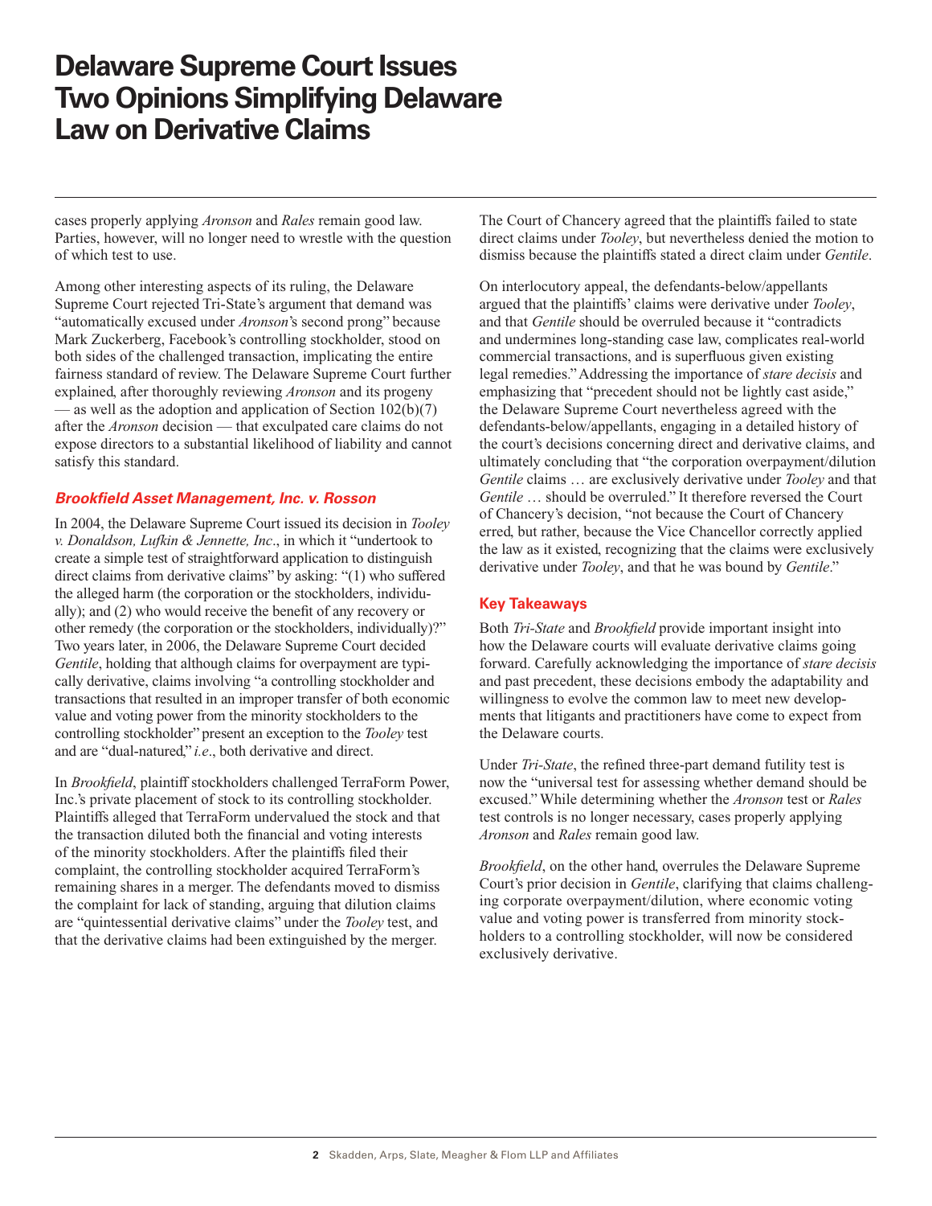# Delaware Supreme Court Issues Two Opinions Simplifying Delaware Law on Derivative Claims

cases properly applying *Aronson* and *Rales* remain good law. Parties, however, will no longer need to wrestle with the question of which test to use.

Among other interesting aspects of its ruling, the Delaware Supreme Court rejected Tri-State's argument that demand was "automatically excused under *Aronson*'s second prong" because Mark Zuckerberg, Facebook's controlling stockholder, stood on both sides of the challenged transaction, implicating the entire fairness standard of review. The Delaware Supreme Court further explained, after thoroughly reviewing *Aronson* and its progeny — as well as the adoption and application of Section 102(b)(7) after the *Aronson* decision — that exculpated care claims do not expose directors to a substantial likelihood of liability and cannot satisfy this standard.

## *Brookfield Asset Management, Inc. v. Rosson*

In 2004, the Delaware Supreme Court issued its decision in *Tooley v. Donaldson, Lufkin & Jennette, Inc*., in which it "undertook to create a simple test of straightforward application to distinguish direct claims from derivative claims" by asking: "(1) who suffered the alleged harm (the corporation or the stockholders, individually); and (2) who would receive the benefit of any recovery or other remedy (the corporation or the stockholders, individually)?" Two years later, in 2006, the Delaware Supreme Court decided *Gentile*, holding that although claims for overpayment are typically derivative, claims involving "a controlling stockholder and transactions that resulted in an improper transfer of both economic value and voting power from the minority stockholders to the controlling stockholder" present an exception to the *Tooley* test and are "dual-natured," *i.e*., both derivative and direct.

In *Brookfield*, plaintiff stockholders challenged TerraForm Power, Inc.'s private placement of stock to its controlling stockholder. Plaintiffs alleged that TerraForm undervalued the stock and that the transaction diluted both the financial and voting interests of the minority stockholders. After the plaintiffs filed their complaint, the controlling stockholder acquired TerraForm's remaining shares in a merger. The defendants moved to dismiss the complaint for lack of standing, arguing that dilution claims are "quintessential derivative claims" under the *Tooley* test, and that the derivative claims had been extinguished by the merger.

The Court of Chancery agreed that the plaintiffs failed to state direct claims under *Tooley*, but nevertheless denied the motion to dismiss because the plaintiffs stated a direct claim under *Gentile*.

On interlocutory appeal, the defendants-below/appellants argued that the plaintiffs' claims were derivative under *Tooley*, and that *Gentile* should be overruled because it "contradicts and undermines long-standing case law, complicates real-world commercial transactions, and is superfluous given existing legal remedies." Addressing the importance of *stare decisis* and emphasizing that "precedent should not be lightly cast aside," the Delaware Supreme Court nevertheless agreed with the defendants-below/appellants, engaging in a detailed history of the court's decisions concerning direct and derivative claims, and ultimately concluding that "the corporation overpayment/dilution *Gentile* claims … are exclusively derivative under *Tooley* and that *Gentile* … should be overruled." It therefore reversed the Court of Chancery's decision, "not because the Court of Chancery erred, but rather, because the Vice Chancellor correctly applied the law as it existed, recognizing that the claims were exclusively derivative under *Tooley*, and that he was bound by *Gentile*."

## Key Takeaways

Both *Tri-State* and *Brookfield* provide important insight into how the Delaware courts will evaluate derivative claims going forward. Carefully acknowledging the importance of *stare decisis* and past precedent, these decisions embody the adaptability and willingness to evolve the common law to meet new developments that litigants and practitioners have come to expect from the Delaware courts.

Under *Tri-State*, the refined three-part demand futility test is now the "universal test for assessing whether demand should be excused." While determining whether the *Aronson* test or *Rales* test controls is no longer necessary, cases properly applying *Aronson* and *Rales* remain good law.

*Brookfield*, on the other hand, overrules the Delaware Supreme Court's prior decision in *Gentile*, clarifying that claims challenging corporate overpayment/dilution, where economic voting value and voting power is transferred from minority stockholders to a controlling stockholder, will now be considered exclusively derivative.